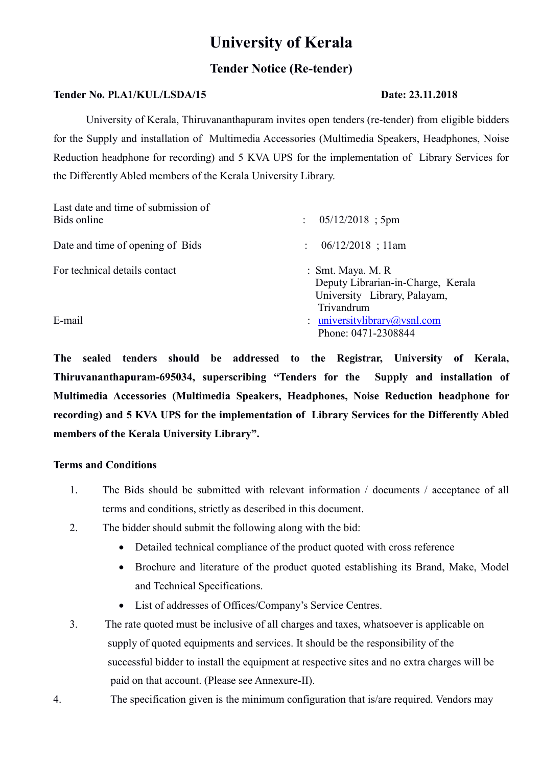# University of Kerala

## Tender Notice (Re-tender)

**Tender No. Pl.A1/KUL/LSDA/15** **Date: 23.11.2018**

University of Kerala, Thiruvananthapuram invites open tenders (re-tender) from eligible bidders for the Supply and installation of Multimedia Accessories (Multimedia Speakers, Headphones, Noise Reduction headphone for recording) and 5 KVA UPS for the implementation of Library Services for the Differently Abled members of the Kerala University Library.

| | | |
|---|---|---|
| Last date and time of submission of Bids online | : | 05/12/2018 ; 5pm |
| Date and time of opening of Bids | : | 06/12/2018 ; 11am |
| For technical details contact | : | Smt. Maya. M. R<br>Deputy Librarian-in-Charge, Kerala University Library, Palayam, Trivandrum |
| E-mail | : | universitylibrary@vsnl.com<br>Phone: 0471-2308844 |

**The sealed tenders should be addressed to the Registrar, University of Kerala, Thiruvananthapuram-695034, superscribing "Tenders for the Supply and installation of Multimedia Accessories (Multimedia Speakers, Headphones, Noise Reduction headphone for recording) and 5 KVA UPS for the implementation of Library Services for the Differently Abled members of the Kerala University Library".**

**Terms and Conditions**

1. The Bids should be submitted with relevant information / documents / acceptance of all terms and conditions, strictly as described in this document.
2. The bidder should submit the following along with the bid:
   - Detailed technical compliance of the product quoted with cross reference
   - Brochure and literature of the product quoted establishing its Brand, Make, Model and Technical Specifications.
   - List of addresses of Offices/Company's Service Centres.
3. The rate quoted must be inclusive of all charges and taxes, whatsoever is applicable on supply of quoted equipments and services. It should be the responsibility of the successful bidder to install the equipment at respective sites and no extra charges will be paid on that account. (Please see Annexure-II).
4. The specification given is the minimum configuration that is/are required. Vendors may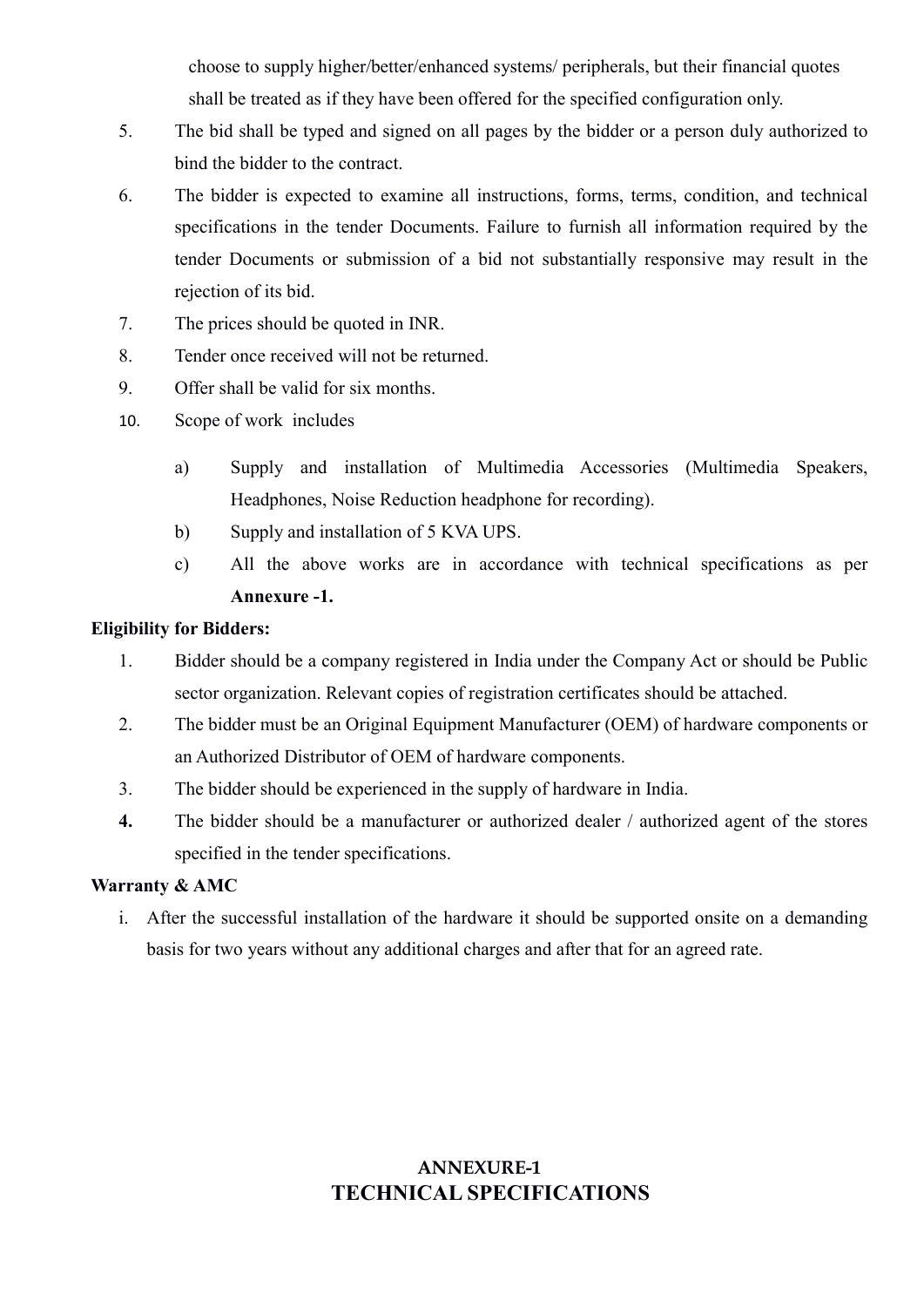choose to supply higher/better/enhanced systems/ peripherals, but their financial quotes shall be treated as if they have been offered for the specified configuration only.

5. The bid shall be typed and signed on all pages by the bidder or a person duly authorized to bind the bidder to the contract.
6. The bidder is expected to examine all instructions, forms, terms, condition, and technical specifications in the tender Documents. Failure to furnish all information required by the tender Documents or submission of a bid not substantially responsive may result in the rejection of its bid.
7. The prices should be quoted in INR.
8. Tender once received will not be returned.
9. Offer shall be valid for six months.
10. Scope of work includes

    a) Supply and installation of Multimedia Accessories (Multimedia Speakers, Headphones, Noise Reduction headphone for recording).

    b) Supply and installation of 5 KVA UPS.

    c) All the above works are in accordance with technical specifications as per **Annexure -1.**

**Eligibility for Bidders:**

1. Bidder should be a company registered in India under the Company Act or should be Public sector organization. Relevant copies of registration certificates should be attached.
2. The bidder must be an Original Equipment Manufacturer (OEM) of hardware components or an Authorized Distributor of OEM of hardware components.
3. The bidder should be experienced in the supply of hardware in India.
4. The bidder should be a manufacturer or authorized dealer / authorized agent of the stores specified in the tender specifications.

**Warranty & AMC**

i. After the successful installation of the hardware it should be supported onsite on a demanding basis for two years without any additional charges and after that for an agreed rate.

## ANNEXURE-1
## TECHNICAL SPECIFICATIONS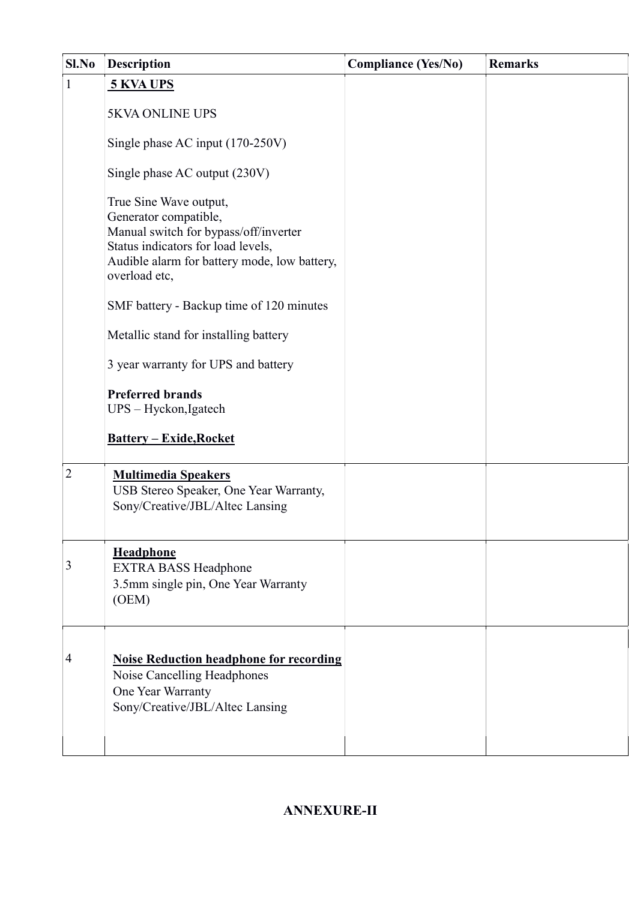| Sl.No | Description | Compliance (Yes/No) | Remarks |
|---|---|---|---|
| 1 | **5 KVA UPS**<br><br>5KVA ONLINE UPS<br><br>Single phase AC input (170-250V)<br><br>Single phase AC output (230V)<br><br>True Sine Wave output,<br>Generator compatible,<br>Manual switch for bypass/off/inverter<br>Status indicators for load levels,<br>Audible alarm for battery mode, low battery, overload etc,<br><br>SMF battery - Backup time of 120 minutes<br><br>Metallic stand for installing battery<br><br>3 year warranty for UPS and battery<br><br>**Preferred brands**<br>UPS – Hyckon,Igatech<br><br>**Battery – Exide,Rocket** | | |
| 2 | **Multimedia Speakers**<br>USB Stereo Speaker, One Year Warranty, Sony/Creative/JBL/Altec Lansing | | |
| 3 | **Headphone**<br>EXTRA BASS Headphone<br>3.5mm single pin, One Year Warranty (OEM) | | |
| 4 | **Noise Reduction headphone for recording**<br>Noise Cancelling Headphones<br>One Year Warranty<br>Sony/Creative/JBL/Altec Lansing | | |
| | | | |

## ANNEXURE-II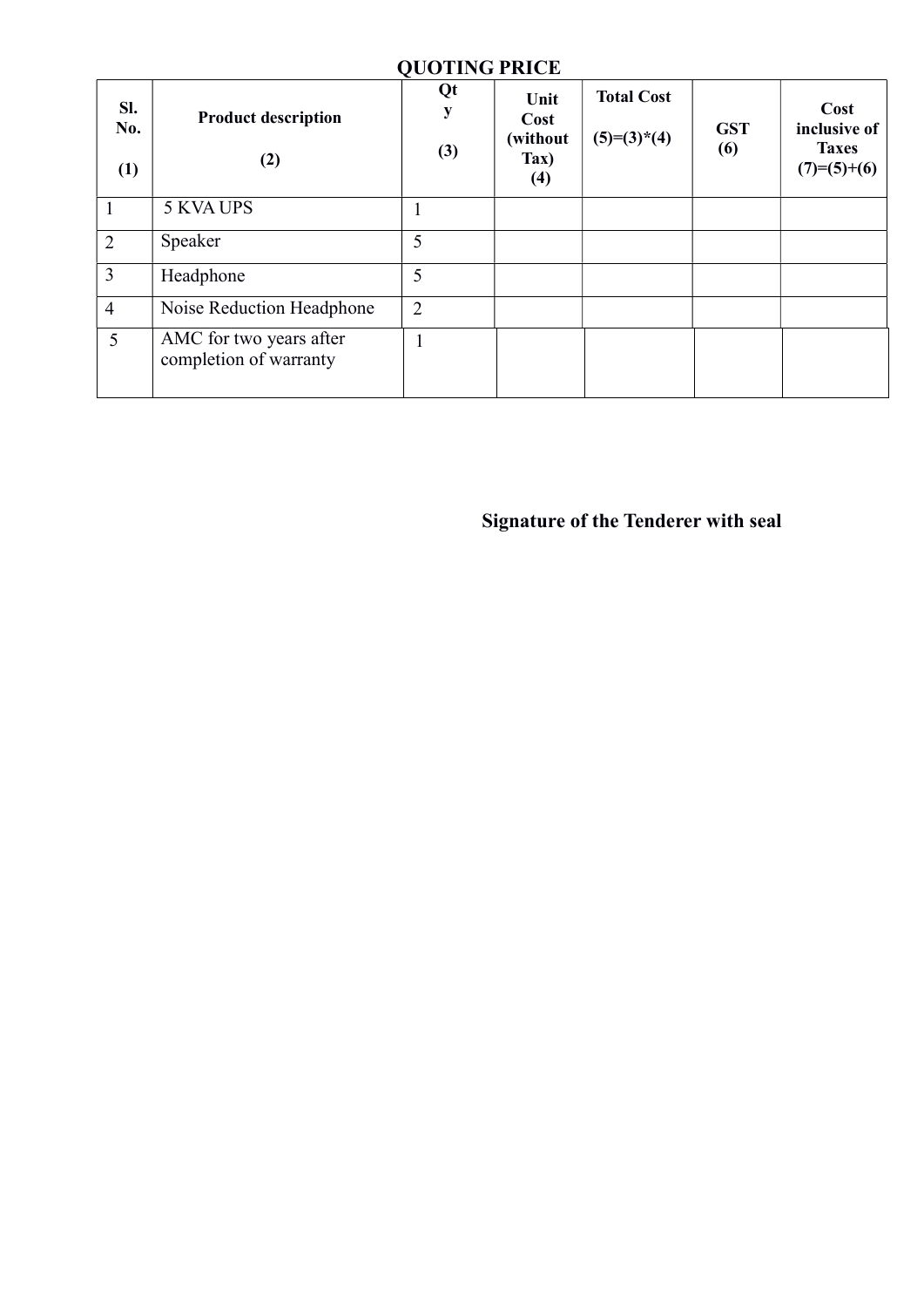# QUOTING PRICE

| Sl. No. (1) | Product description (2) | Qty (3) | Unit Cost (without Tax) (4) | Total Cost (5)=(3)*(4) | GST (6) | Cost inclusive of Taxes (7)=(5)+(6) |
|---|---|---|---|---|---|---|
| 1 | 5 KVA UPS | 1 | | | | |
| 2 | Speaker | 5 | | | | |
| 3 | Headphone | 5 | | | | |
| 4 | Noise Reduction Headphone | 2 | | | | |
| 5 | AMC for two years after completion of warranty | 1 | | | | |

**Signature of the Tenderer with seal**